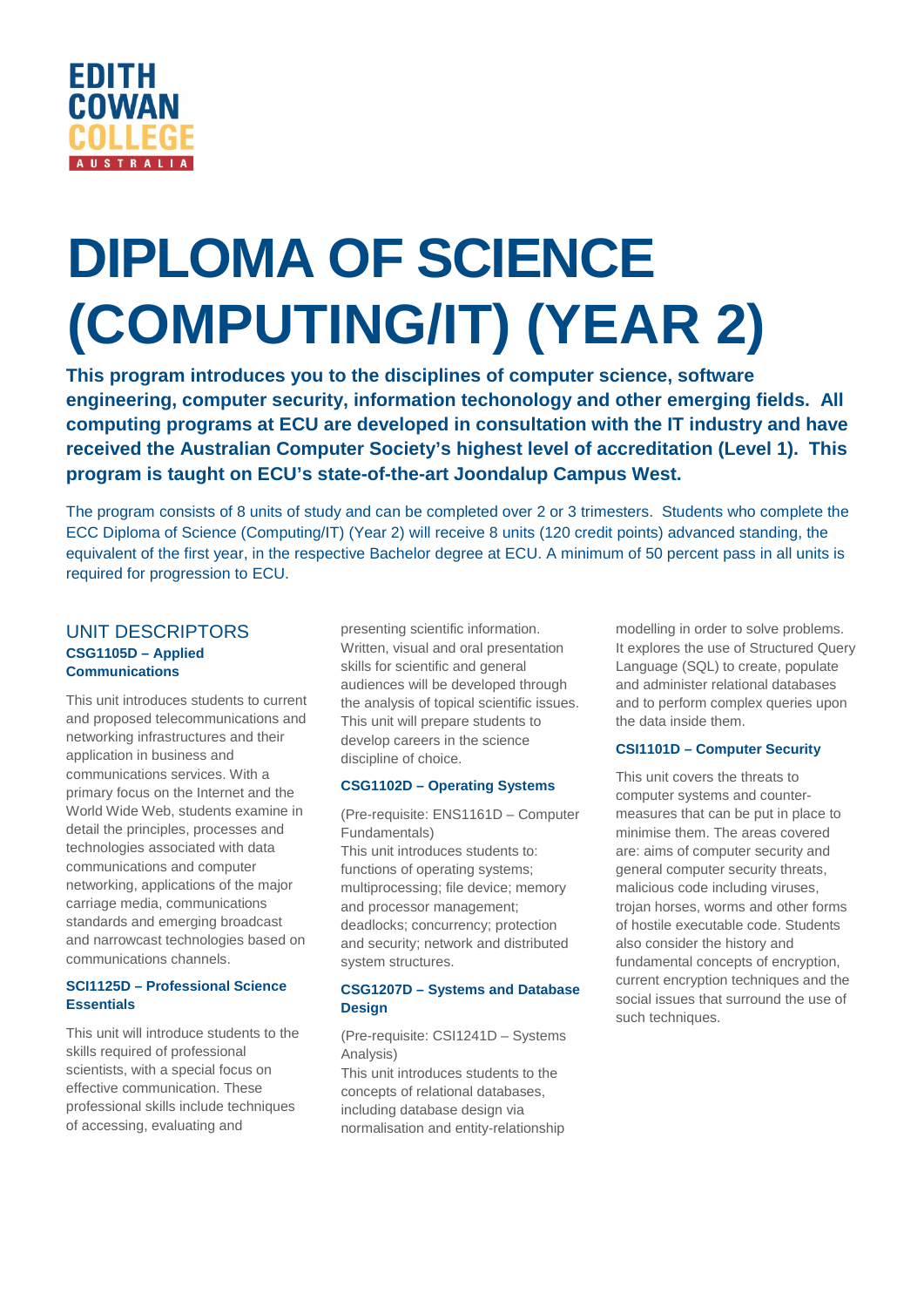EDITH COWAN COLLEGE AUSTRALIA

# DIPLOMA OF SCIENCE (COMPUTING/IT) (YEAR 2)

**This program introduces you to the disciplines of computer science, software engineering, computer security, information techonology and other emerging fields. All computing programs at ECU are developed in consultation with the IT industry and have received the Australian Computer Society's highest level of accreditation (Level 1). This program is taught on ECU's state-of-the-art Joondalup Campus West.**

The program consists of 8 units of study and can be completed over 2 or 3 trimesters. Students who complete the ECC Diploma of Science (Computing/IT) (Year 2) will receive 8 units (120 credit points) advanced standing, the equivalent of the first year, in the respective Bachelor degree at ECU. A minimum of 50 percent pass in all units is required for progression to ECU.

## UNIT DESCRIPTORS

### CSG1105D – Applied Communications

This unit introduces students to current and proposed telecommunications and networking infrastructures and their application in business and communications services. With a primary focus on the Internet and the World Wide Web, students examine in detail the principles, processes and technologies associated with data communications and computer networking, applications of the major carriage media, communications standards and emerging broadcast and narrowcast technologies based on communications channels.

### SCI1125D – Professional Science Essentials

This unit will introduce students to the skills required of professional scientists, with a special focus on effective communication. These professional skills include techniques of accessing, evaluating and presenting scientific information. Written, visual and oral presentation skills for scientific and general audiences will be developed through the analysis of topical scientific issues. This unit will prepare students to develop careers in the science discipline of choice.

### CSG1102D – Operating Systems

(Pre-requisite: ENS1161D – Computer Fundamentals)
This unit introduces students to: functions of operating systems; multiprocessing; file device; memory and processor management; deadlocks; concurrency; protection and security; network and distributed system structures.

### CSG1207D – Systems and Database Design

(Pre-requisite: CSI1241D – Systems Analysis)
This unit introduces students to the concepts of relational databases, including database design via normalisation and entity-relationship modelling in order to solve problems. It explores the use of Structured Query Language (SQL) to create, populate and administer relational databases and to perform complex queries upon the data inside them.

### CSI1101D – Computer Security

This unit covers the threats to computer systems and counter-measures that can be put in place to minimise them. The areas covered are: aims of computer security and general computer security threats, malicious code including viruses, trojan horses, worms and other forms of hostile executable code. Students also consider the history and fundamental concepts of encryption, current encryption techniques and the social issues that surround the use of such techniques.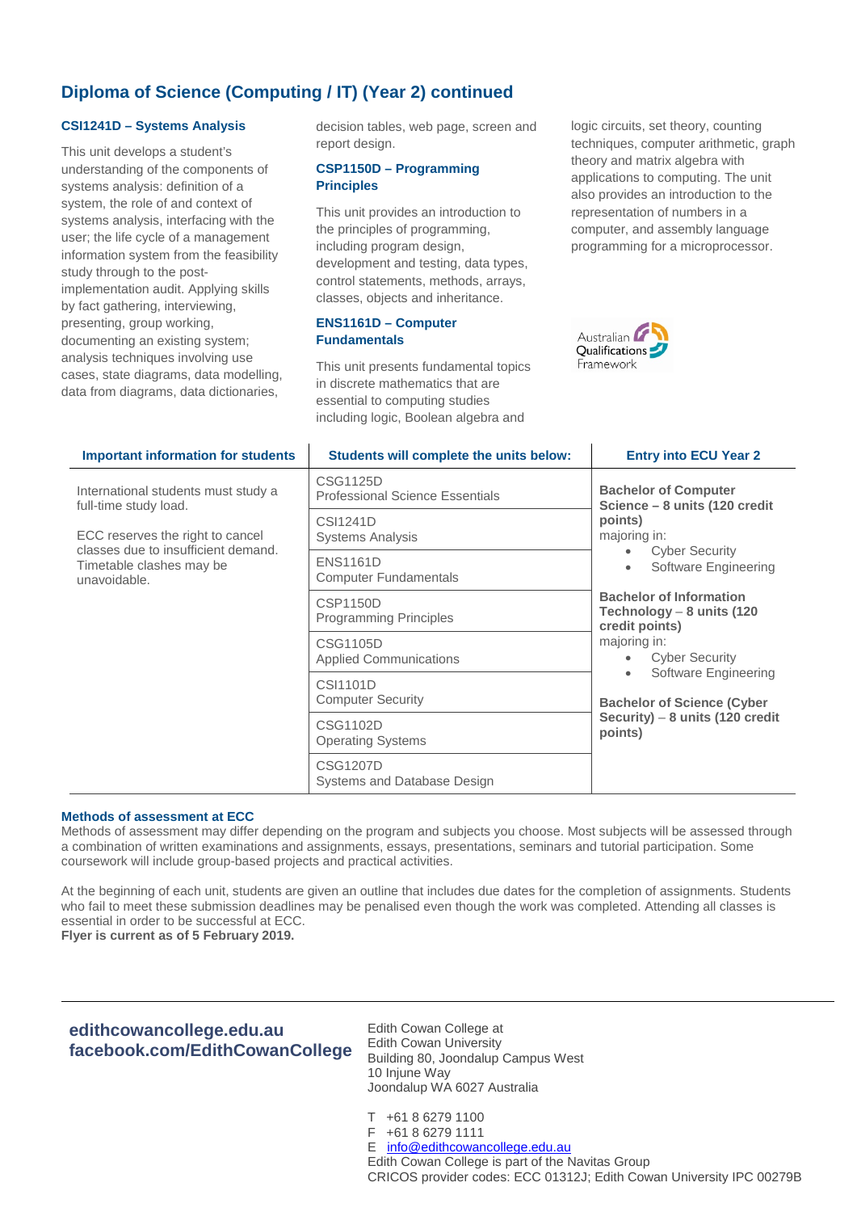## Diploma of Science (Computing / IT) (Year 2) continued

### CSI1241D – Systems Analysis

This unit develops a student's understanding of the components of systems analysis: definition of a system, the role of and context of systems analysis, interfacing with the user; the life cycle of a management information system from the feasibility study through to the post-implementation audit. Applying skills by fact gathering, interviewing, presenting, group working, documenting an existing system; analysis techniques involving use cases, state diagrams, data modelling, data from diagrams, data dictionaries, decision tables, web page, screen and report design.

### CSP1150D – Programming Principles

This unit provides an introduction to the principles of programming, including program design, development and testing, data types, control statements, methods, arrays, classes, objects and inheritance.

### ENS1161D – Computer Fundamentals

This unit presents fundamental topics in discrete mathematics that are essential to computing studies including logic, Boolean algebra and logic circuits, set theory, counting techniques, computer arithmetic, graph theory and matrix algebra with applications to computing. The unit also provides an introduction to the representation of numbers in a computer, and assembly language programming for a microprocessor.

Australian Qualifications Framework

| Important information for students | Students will complete the units below: | Entry into ECU Year 2 |
|---|---|---|
| International students must study a full-time study load.<br><br>ECC reserves the right to cancel classes due to insufficient demand. Timetable clashes may be unavoidable. | CSG1125D<br>Professional Science Essentials<br><br>CSI1241D<br>Systems Analysis<br><br>ENS1161D<br>Computer Fundamentals<br><br>CSP1150D<br>Programming Principles<br><br>CSG1105D<br>Applied Communications<br><br>CSI1101D<br>Computer Security<br><br>CSG1102D<br>Operating Systems<br><br>CSG1207D<br>Systems and Database Design | **Bachelor of Computer Science – 8 units (120 credit points)**<br>majoring in:<br>• Cyber Security<br>• Software Engineering<br><br>**Bachelor of Information Technology – 8 units (120 credit points)**<br>majoring in:<br>• Cyber Security<br>• Software Engineering<br><br>**Bachelor of Science (Cyber Security) – 8 units (120 credit points)** |

### Methods of assessment at ECC

Methods of assessment may differ depending on the program and subjects you choose. Most subjects will be assessed through a combination of written examinations and assignments, essays, presentations, seminars and tutorial participation. Some coursework will include group-based projects and practical activities.

At the beginning of each unit, students are given an outline that includes due dates for the completion of assignments. Students who fail to meet these submission deadlines may be penalised even though the work was completed. Attending all classes is essential in order to be successful at ECC.

**Flyer is current as of 5 February 2019.**

---

**edithcowancollege.edu.au**
**facebook.com/EdithCowanCollege**

Edith Cowan College at
Edith Cowan University
Building 80, Joondalup Campus West
10 Injune Way
Joondalup WA 6027 Australia

T +61 8 6279 1100
F +61 8 6279 1111
E info@edithcowancollege.edu.au
Edith Cowan College is part of the Navitas Group
CRICOS provider codes: ECC 01312J; Edith Cowan University IPC 00279B